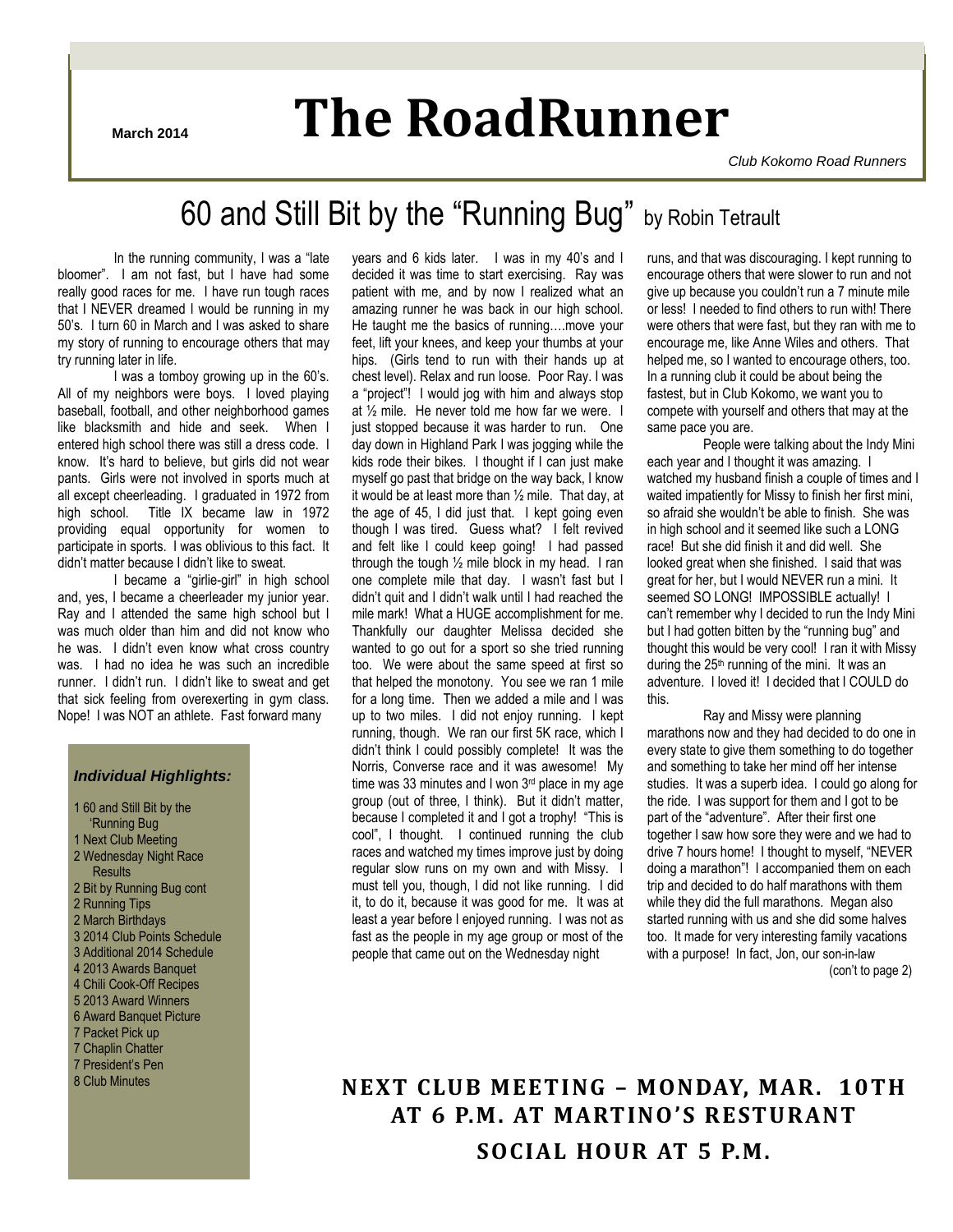March 2014

# The RoadRunner

*Club Kokomo Road Runners*

## 60 and Still Bit by the "Running Bug" by Robin Tetrault

In the running community, I was a "late bloomer". I am not fast, but I have had some really good races for me. I have run tough races that I NEVER dreamed I would be running in my 50's. I turn 60 in March and I was asked to share my story of running to encourage others that may try running later in life.

I was a tomboy growing up in the 60's. All of my neighbors were boys. I loved playing baseball, football, and other neighborhood games like blacksmith and hide and seek. When I entered high school there was still a dress code. I know. It's hard to believe, but girls did not wear pants. Girls were not involved in sports much at all except cheerleading. I graduated in 1972 from high school. Title IX became law in 1972 providing equal opportunity for women to participate in sports. I was oblivious to this fact. It didn't matter because I didn't like to sweat.

I became a "girlie-girl" in high school and, yes, I became a cheerleader my junior year. Ray and I attended the same high school but I was much older than him and did not know who he was. I didn't even know what cross country was. I had no idea he was such an incredible runner. I didn't run. I didn't like to sweat and get that sick feeling from overexerting in gym class. Nope! I was NOT an athlete. Fast forward many years and 6 kids later. I was in my 40's and I decided it was time to start exercising. Ray was patient with me, and by now I realized what an amazing runner he was back in our high school. He taught me the basics of running….move your feet, lift your knees, and keep your thumbs at your hips. (Girls tend to run with their hands up at chest level). Relax and run loose. Poor Ray. I was a "project"! I would jog with him and always stop at ½ mile. He never told me how far we were. I just stopped because it was harder to run. One day down in Highland Park I was jogging while the kids rode their bikes. I thought if I can just make myself go past that bridge on the way back, I know it would be at least more than ½ mile. That day, at the age of 45, I did just that. I kept going even though I was tired. Guess what? I felt revived and felt like I could keep going! I had passed through the tough ½ mile block in my head. I ran one complete mile that day. I wasn't fast but I didn't quit and I didn't walk until I had reached the mile mark! What a HUGE accomplishment for me. Thankfully our daughter Melissa decided she wanted to go out for a sport so she tried running too. We were about the same speed at first so that helped the monotony. You see we ran 1 mile for a long time. Then we added a mile and I was up to two miles. I did not enjoy running. I kept running, though. We ran our first 5K race, which I didn't think I could possibly complete! It was the Norris, Converse race and it was awesome! My time was 33 minutes and I won 3rd place in my age group (out of three, I think). But it didn't matter, because I completed it and I got a trophy! "This is cool", I thought. I continued running the club races and watched my times improve just by doing regular slow runs on my own and with Missy. I must tell you, though, I did not like running. I did it, to do it, because it was good for me. It was at least a year before I enjoyed running. I was not as fast as the people in my age group or most of the people that came out on the Wednesday night runs, and that was discouraging. I kept running to encourage others that were slower to run and not give up because you couldn't run a 7 minute mile or less! I needed to find others to run with! There were others that were fast, but they ran with me to encourage me, like Anne Wiles and others. That helped me, so I wanted to encourage others, too. In a running club it could be about being the fastest, but in Club Kokomo, we want you to compete with yourself and others that may at the same pace you are.

People were talking about the Indy Mini each year and I thought it was amazing. I watched my husband finish a couple of times and I waited impatiently for Missy to finish her first mini, so afraid she wouldn't be able to finish. She was in high school and it seemed like such a LONG race! But she did finish it and did well. She looked great when she finished. I said that was great for her, but I would NEVER run a mini. It seemed SO LONG! IMPOSSIBLE actually! I can't remember why I decided to run the Indy Mini but I had gotten bitten by the "running bug" and thought this would be very cool! I ran it with Missy during the 25th running of the mini. It was an adventure. I loved it! I decided that I COULD do this.

Ray and Missy were planning marathons now and they had decided to do one in every state to give them something to do together and something to take her mind off her intense studies. It was a superb idea. I could go along for the ride. I was support for them and I got to be part of the "adventure". After their first one together I saw how sore they were and we had to drive 7 hours home! I thought to myself, "NEVER doing a marathon"! I accompanied them on each trip and decided to do half marathons with them while they did the full marathons. Megan also started running with us and she did some halves too. It made for very interesting family vacations with a purpose! In fact, Jon, our son-in-law

(con't to page 2)

### *Individual Highlights:*

- 1 60 and Still Bit by the 'Running Bug
- 1 Next Club Meeting
- 2 Wednesday Night Race Results
- 2 Bit by Running Bug cont
- 2 Running Tips
- 2 March Birthdays
- 3 2014 Club Points Schedule
- 3 Additional 2014 Schedule
- 4 2013 Awards Banquet
- 4 Chili Cook-Off Recipes
- 5 2013 Award Winners
- 6 Award Banquet Picture
- 7 Packet Pick up
- 7 Chaplin Chatter
- 7 President's Pen
- 8 Club Minutes

**NEXT CLUB MEETING – MONDAY, MAR. 10TH AT 6 P.M. AT MARTINO'S RESTURANT**

**SOCIAL HOUR AT 5 P.M.**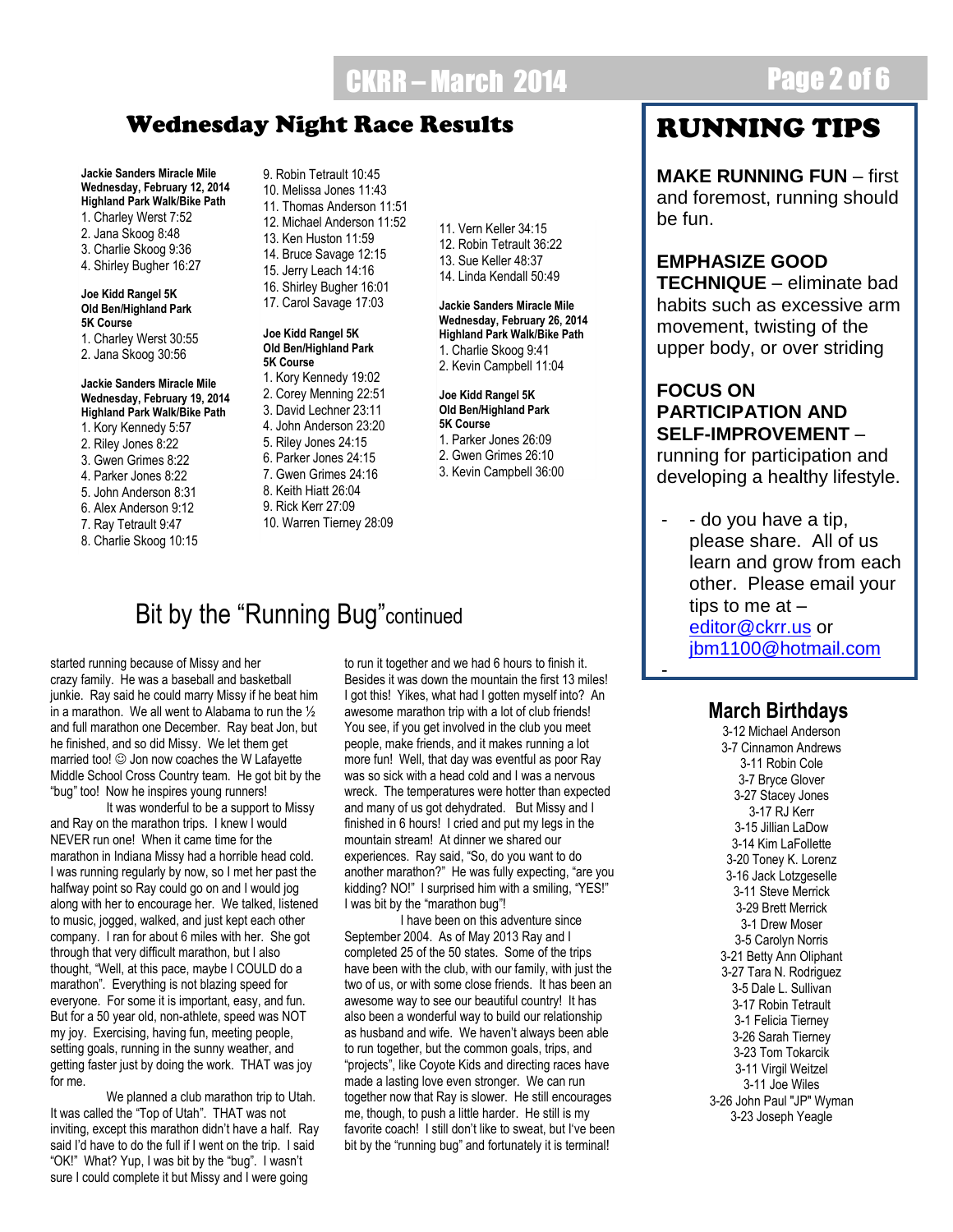## Wednesday Night Race Results

**Jackie Sanders Miracle Mile**
**Wednesday, February 12, 2014**
**Highland Park Walk/Bike Path**

1. Charley Werst 7:52
2. Jana Skoog 8:48
3. Charlie Skoog 9:36
4. Shirley Bugher 16:27

**Joe Kidd Rangel 5K**
**Old Ben/Highland Park**
**5K Course**

1. Charley Werst 30:55
2. Jana Skoog 30:56

**Jackie Sanders Miracle Mile**
**Wednesday, February 19, 2014**
**Highland Park Walk/Bike Path**

1. Kory Kennedy 5:57
2. Riley Jones 8:22
3. Gwen Grimes 8:22
4. Parker Jones 8:22
5. John Anderson 8:31
6. Alex Anderson 9:12
7. Ray Tetrault 9:47
8. Charlie Skoog 10:15
9. Robin Tetrault 10:45
10. Melissa Jones 11:43
11. Thomas Anderson 11:51
12. Michael Anderson 11:52
13. Ken Huston 11:59
14. Bruce Savage 12:15
15. Jerry Leach 14:16
16. Shirley Bugher 16:01
17. Carol Savage 17:03

**Joe Kidd Rangel 5K**
**Old Ben/Highland Park**
**5K Course**

1. Kory Kennedy 19:02
2. Corey Menning 22:51
3. David Lechner 23:11
4. John Anderson 23:20
5. Riley Jones 24:15
6. Parker Jones 24:15
7. Gwen Grimes 24:16
8. Keith Hiatt 26:04
9. Rick Kerr 27:09
10. Warren Tierney 28:09
11. Vern Keller 34:15
12. Robin Tetrault 36:22
13. Sue Keller 48:37
14. Linda Kendall 50:49

**Jackie Sanders Miracle Mile**
**Wednesday, February 26, 2014**
**Highland Park Walk/Bike Path**

1. Charlie Skoog 9:41
2. Kevin Campbell 11:04

**Joe Kidd Rangel 5K**
**Old Ben/Highland Park**
**5K Course**

1. Parker Jones 26:09
2. Gwen Grimes 26:10
3. Kevin Campbell 36:00

## Bit by the "Running Bug" continued

started running because of Missy and her crazy family. He was a baseball and basketball junkie. Ray said he could marry Missy if he beat him in a marathon. We all went to Alabama to run the ½ and full marathon one December. Ray beat Jon, but he finished, and so did Missy. We let them get married too! ☺ Jon now coaches the W Lafayette Middle School Cross Country team. He got bit by the "bug" too! Now he inspires young runners!

It was wonderful to be a support to Missy and Ray on the marathon trips. I knew I would NEVER run one! When it came time for the marathon in Indiana Missy had a horrible head cold. I was running regularly by now, so I met her past the halfway point so Ray could go on and I would jog along with her to encourage her. We talked, listened to music, jogged, walked, and just kept each other company. I ran for about 6 miles with her. She got through that very difficult marathon, but I also thought, "Well, at this pace, maybe I COULD do a marathon". Everything is not blazing speed for everyone. For some it is important, easy, and fun. But for a 50 year old, non-athlete, speed was NOT my joy. Exercising, having fun, meeting people, setting goals, running in the sunny weather, and getting faster just by doing the work. THAT was joy for me.

We planned a club marathon trip to Utah. It was called the "Top of Utah". THAT was not inviting, except this marathon didn't have a half. Ray said I'd have to do the full if I went on the trip. I said "OK!" What? Yup, I was bit by the "bug". I wasn't sure I could complete it but Missy and I were going to run it together and we had 6 hours to finish it. Besides it was down the mountain the first 13 miles! I got this! Yikes, what had I gotten myself into? An awesome marathon trip with a lot of club friends! You see, if you get involved in the club you meet people, make friends, and it makes running a lot more fun! Well, that day was eventful as poor Ray was so sick with a head cold and I was a nervous wreck. The temperatures were hotter than expected and many of us got dehydrated. But Missy and I finished in 6 hours! I cried and put my legs in the mountain stream! At dinner we shared our experiences. Ray said, "So, do you want to do another marathon?" He was fully expecting, "are you kidding? NO!" I surprised him with a smiling, "YES!" I was bit by the "marathon bug"!

I have been on this adventure since September 2004. As of May 2013 Ray and I completed 25 of the 50 states. Some of the trips have been with the club, with our family, with just the two of us, or with some close friends. It has been an awesome way to see our beautiful country! It has also been a wonderful way to build our relationship as husband and wife. We haven't always been able to run together, but the common goals, trips, and "projects", like Coyote Kids and directing races have made a lasting love even stronger. We can run together now that Ray is slower. He still encourages me, though, to push a little harder. He still is my favorite coach! I still don't like to sweat, but I've been bit by the "running bug" and fortunately it is terminal!

## RUNNING TIPS

**MAKE RUNNING FUN** – first and foremost, running should be fun.

**EMPHASIZE GOOD TECHNIQUE** – eliminate bad habits such as excessive arm movement, twisting of the upper body, or over striding

**FOCUS ON PARTICIPATION AND SELF-IMPROVEMENT** – running for participation and developing a healthy lifestyle.

- - do you have a tip, please share. All of us learn and grow from each other. Please email your tips to me at – editor@ckrr.us or jbm1100@hotmail.com
-

## March Birthdays

3-12 Michael Anderson
3-7 Cinnamon Andrews
3-11 Robin Cole
3-7 Bryce Glover
3-27 Stacey Jones
3-17 RJ Kerr
3-15 Jillian LaDow
3-14 Kim LaFollette
3-20 Toney K. Lorenz
3-16 Jack Lotzgeselle
3-11 Steve Merrick
3-29 Brett Merrick
3-1 Drew Moser
3-5 Carolyn Norris
3-21 Betty Ann Oliphant
3-27 Tara N. Rodriguez
3-5 Dale L. Sullivan
3-17 Robin Tetrault
3-1 Felicia Tierney
3-26 Sarah Tierney
3-23 Tom Tokarcik
3-11 Virgil Weitzel
3-11 Joe Wiles
3-26 John Paul "JP" Wyman
3-23 Joseph Yeagle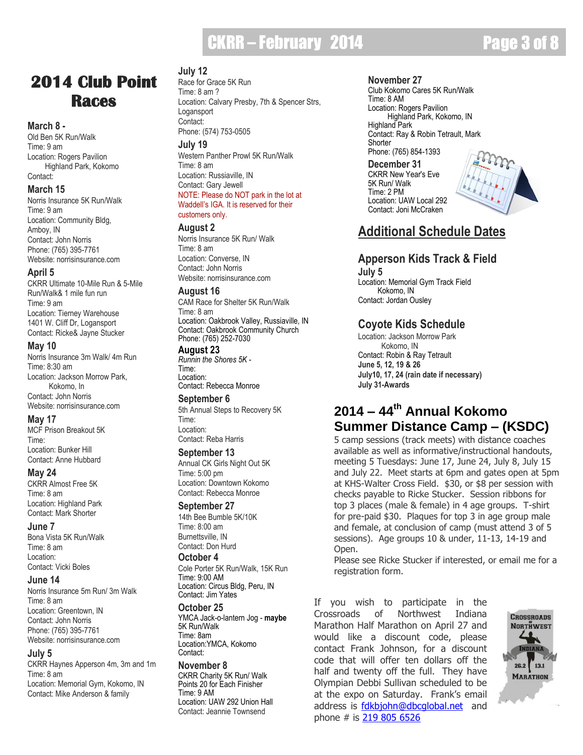# 2014 Club Point Races

### March 8 -

Old Ben 5K Run/Walk
Time: 9 am
Location: Rogers Pavilion
Highland Park, Kokomo
Contact:

### March 15

Norris Insurance 5K Run/Walk
Time: 9 am
Location: Community Bldg, Amboy, IN
Contact: John Norris
Phone: (765) 395-7761
Website: norrisinsurance.com

### April 5

CKRR Ultimate 10-Mile Run & 5-Mile Run/Walk& 1 mile fun run
Time: 9 am
Location: Tierney Warehouse
1401 W. Cliff Dr, Logansport
Contact: Ricke& Jayne Stucker

### May 10

Norris Insurance 3m Walk/ 4m Run
Time: 8:30 am
Location: Jackson Morrow Park, Kokomo, In
Contact: John Norris
Website: norrisinsurance.com

### May 17

MCF Prison Breakout 5K
Time:
Location: Bunker Hill
Contact: Anne Hubbard

### May 24

CKRR Almost Free 5K
Time: 8 am
Location: Highland Park
Contact: Mark Shorter

### June 7

Bona Vista 5K Run/Walk
Time: 8 am
Location:
Contact: Vicki Boles

### June 14

Norris Insurance 5m Run/ 3m Walk
Time: 8 am
Location: Greentown, IN
Contact: John Norris
Phone: (765) 395-7761
Website: norrisinsurance.com

### July 5

CKRR Haynes Apperson 4m, 3m and 1m
Time: 8 am
Location: Memorial Gym, Kokomo, IN
Contact: Mike Anderson & family

### July 12

Race for Grace 5K Run
Time: 8 am ?
Location: Calvary Presby, 7th & Spencer Strs, Logansport
Contact:
Phone: (574) 753-0505

### July 19

Western Panther Prowl 5K Run/Walk
Time: 8 am
Location: Russiaville, IN
Contact: Gary Jewell
NOTE: Please do NOT park in the lot at Waddell's IGA. It is reserved for their customers only.

### August 2

Norris Insurance 5K Run/ Walk
Time: 8 am
Location: Converse, IN
Contact: John Norris
Website: norrisinsurance.com

### August 16

CAM Race for Shelter 5K Run/Walk
Time: 8 am
Location: Oakbrook Valley, Russiaville, IN
Contact: Oakbrook Community Church
Phone: (765) 252-7030

### August 23

*Runnin the Shores 5K -*
Time:
Location:
Contact: Rebecca Monroe

### September 6

5th Annual Steps to Recovery 5K
Time:
Location:
Contact: Reba Harris

### September 13

Annual CK Girls Night Out 5K
Time: 5:00 pm
Location: Downtown Kokomo
Contact: Rebecca Monroe

### September 27

14th Bee Bumble 5K/10K
Time: 8:00 am
Burnettsville, IN
Contact: Don Hurd

### October 4

Cole Porter 5K Run/Walk, 15K Run
Time: 9:00 AM
Location: Circus Bldg, Peru, IN
Contact: Jim Yates

### October 25

YMCA Jack-o-lantern Jog - **maybe**
5K Run/Walk
Time: 8am
Location:YMCA, Kokomo
Contact:

### November 8

CKRR Charity 5K Run/ Walk
Points 20 for Each Finisher
Time: 9 AM
Location: UAW 292 Union Hall
Contact: Jeannie Townsend

### November 27

Club Kokomo Cares 5K Run/Walk
Time: 8 AM
Location: Rogers Pavilion
Highland Park, Kokomo, IN
Highland Park
Contact: Ray & Robin Tetrault, Mark Shorter
Phone: (765) 854-1393

### December 31

CKRR New Year's Eve
5K Run/ Walk
Time: 2 PM
Location: UAW Local 292
Contact: Joni McCraken

## Additional Schedule Dates

### Apperson Kids Track & Field

**July 5**
Location: Memorial Gym Track Field
Kokomo, IN
Contact: Jordan Ousley

### Coyote Kids Schedule

Location: Jackson Morrow Park
Kokomo, IN
Contact: Robin & Ray Tetrault
**June 5, 12, 19 & 26**
**July10, 17, 24 (rain date if necessary)**
**July 31-Awards**

## 2014 – 44th Annual Kokomo Summer Distance Camp – (KSDC)

5 camp sessions (track meets) with distance coaches available as well as informative/instructional handouts, meeting 5 Tuesdays: June 17, June 24, July 8, July 15 and July 22. Meet starts at 6pm and gates open at 5pm at KHS-Walter Cross Field. $30, or $8 per session with checks payable to Ricke Stucker. Session ribbons for top 3 places (male & female) in 4 age groups. T-shirt for pre-paid $30. Plaques for top 3 in age group male and female, at conclusion of camp (must attend 3 of 5 sessions). Age groups 10 & under, 11-13, 14-19 and Open.
Please see Ricke Stucker if interested, or email me for a registration form.

If you wish to participate in the Crossroads of Northwest Indiana Marathon Half Marathon on April 27 and would like a discount code, please contact Frank Johnson, for a discount code that will offer ten dollars off the half and twenty off the full. They have Olympian Debbi Sullivan scheduled to be at the expo on Saturday. Frank's email address is fdkbjohn@dbcglobal.net and phone # is 219 805 6526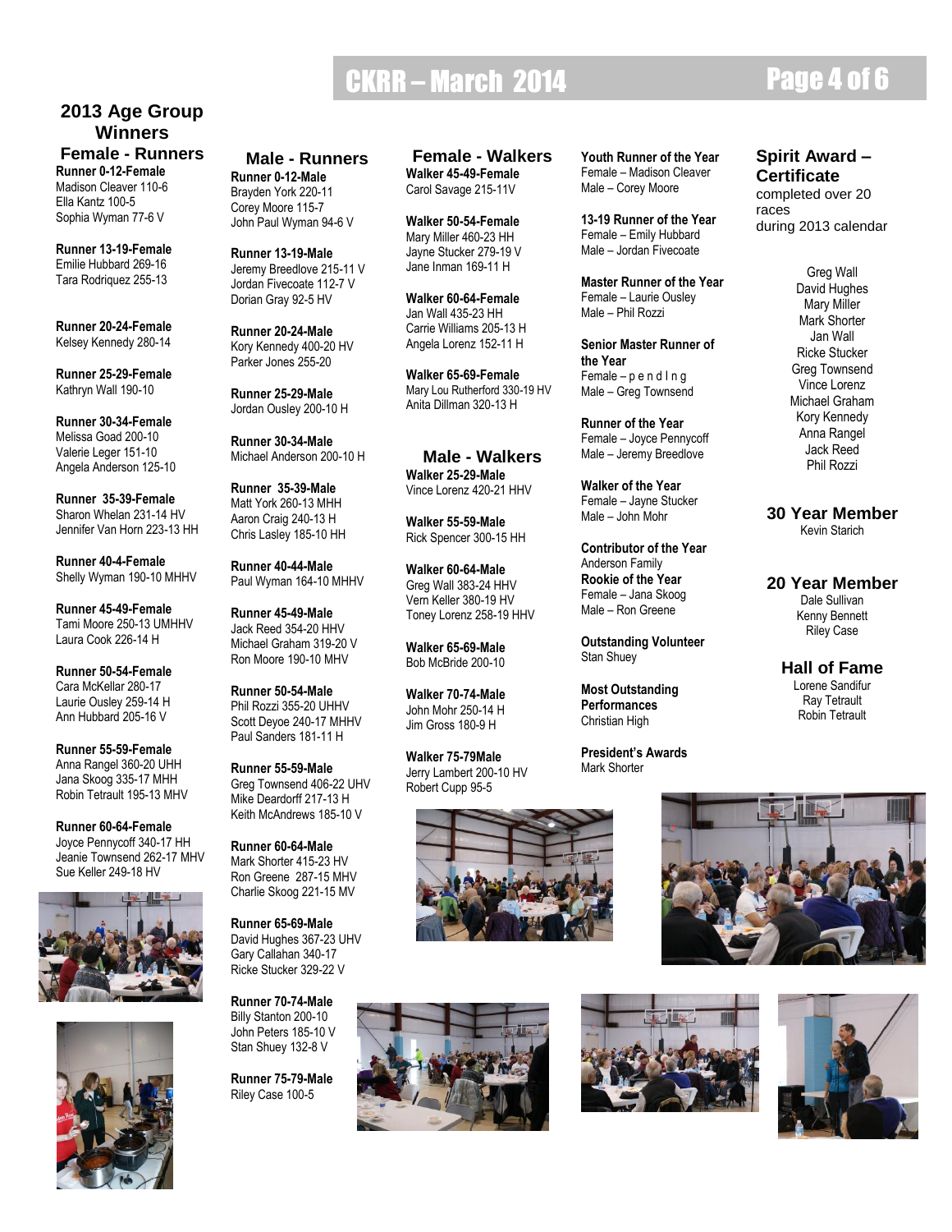# 2013 Age Group Winners

## Female - Runners

**Runner 0-12-Female**
Madison Cleaver 110-6
Ella Kantz 100-5
Sophia Wyman 77-6 V

**Runner 13-19-Female**
Emilie Hubbard 269-16
Tara Rodriquez 255-13

**Runner 20-24-Female**
Kelsey Kennedy 280-14

**Runner 25-29-Female**
Kathryn Wall 190-10

**Runner 30-34-Female**
Melissa Goad 200-10
Valerie Leger 151-10
Angela Anderson 125-10

**Runner 35-39-Female**
Sharon Whelan 231-14 HV
Jennifer Van Horn 223-13 HH

**Runner 40-4-Female**
Shelly Wyman 190-10 MHHV

**Runner 45-49-Female**
Tami Moore 250-13 UMHHV
Laura Cook 226-14 H

**Runner 50-54-Female**
Cara McKellar 280-17
Laurie Ousley 259-14 H
Ann Hubbard 205-16 V

**Runner 55-59-Female**
Anna Rangel 360-20 UHH
Jana Skoog 335-17 MHH
Robin Tetrault 195-13 MHV

**Runner 60-64-Female**
Joyce Pennycoff 340-17 HH
Jeanie Townsend 262-17 MHV
Sue Keller 249-18 HV

## Male - Runners

**Runner 0-12-Male**
Brayden York 220-11
Corey Moore 115-7
John Paul Wyman 94-6 V

**Runner 13-19-Male**
Jeremy Breedlove 215-11 V
Jordan Fivecoate 112-7 V
Dorian Gray 92-5 HV

**Runner 20-24-Male**
Kory Kennedy 400-20 HV
Parker Jones 255-20

**Runner 25-29-Male**
Jordan Ousley 200-10 H

**Runner 30-34-Male**
Michael Anderson 200-10 H

**Runner 35-39-Male**
Matt York 260-13 MHH
Aaron Craig 240-13 H
Chris Lasley 185-10 HH

**Runner 40-44-Male**
Paul Wyman 164-10 MHHV

**Runner 45-49-Male**
Jack Reed 354-20 HHV
Michael Graham 319-20 V
Ron Moore 190-10 MHV

**Runner 50-54-Male**
Phil Rozzi 355-20 UHHV
Scott Deyoe 240-17 MHHV
Paul Sanders 181-11 H

**Runner 55-59-Male**
Greg Townsend 406-22 UHV
Mike Deardorff 217-13 H
Keith McAndrews 185-10 V

**Runner 60-64-Male**
Mark Shorter 415-23 HV
Ron Greene 287-15 MHV
Charlie Skoog 221-15 MV

**Runner 65-69-Male**
David Hughes 367-23 UHV
Gary Callahan 340-17
Ricke Stucker 329-22 V

**Runner 70-74-Male**
Billy Stanton 200-10
John Peters 185-10 V
Stan Shuey 132-8 V

**Runner 75-79-Male**
Riley Case 100-5

## Female - Walkers

**Walker 45-49-Female**
Carol Savage 215-11V

**Walker 50-54-Female**
Mary Miller 460-23 HH
Jayne Stucker 279-19 V
Jane Inman 169-11 H

**Walker 60-64-Female**
Jan Wall 435-23 HH
Carrie Williams 205-13 H
Angela Lorenz 152-11 H

**Walker 65-69-Female**
Mary Lou Rutherford 330-19 HV
Anita Dillman 320-13 H

## Male - Walkers

**Walker 25-29-Male**
Vince Lorenz 420-21 HHV

**Walker 55-59-Male**
Rick Spencer 300-15 HH

**Walker 60-64-Male**
Greg Wall 383-24 HHV
Vern Keller 380-19 HV
Toney Lorenz 258-19 HHV

**Walker 65-69-Male**
Bob McBride 200-10

**Walker 70-74-Male**
John Mohr 250-14 H
Jim Gross 180-9 H

**Walker 75-79Male**
Jerry Lambert 200-10 HV
Robert Cupp 95-5

**Youth Runner of the Year**
Female – Madison Cleaver
Male – Corey Moore

**13-19 Runner of the Year**
Female – Emily Hubbard
Male – Jordan Fivecoate

**Master Runner of the Year**
Female – Laurie Ousley
Male – Phil Rozzi

**Senior Master Runner of the Year**
Female – p e n d I n g
Male – Greg Townsend

**Runner of the Year**
Female – Joyce Pennycoff
Male – Jeremy Breedlove

**Walker of the Year**
Female – Jayne Stucker
Male – John Mohr

**Contributor of the Year**
Anderson Family

**Rookie of the Year**
Female – Jana Skoog
Male – Ron Greene

**Outstanding Volunteer**
Stan Shuey

**Most Outstanding Performances**
Christian High

**President's Awards**
Mark Shorter

## Spirit Award – Certificate

completed over 20 races during 2013 calendar

Greg Wall
David Hughes
Mary Miller
Mark Shorter
Jan Wall
Ricke Stucker
Greg Townsend
Vince Lorenz
Michael Graham
Kory Kennedy
Anna Rangel
Jack Reed
Phil Rozzi

## 30 Year Member

Kevin Starich

## 20 Year Member

Dale Sullivan
Kenny Bennett
Riley Case

## Hall of Fame

Lorene Sandifur
Ray Tetrault
Robin Tetrault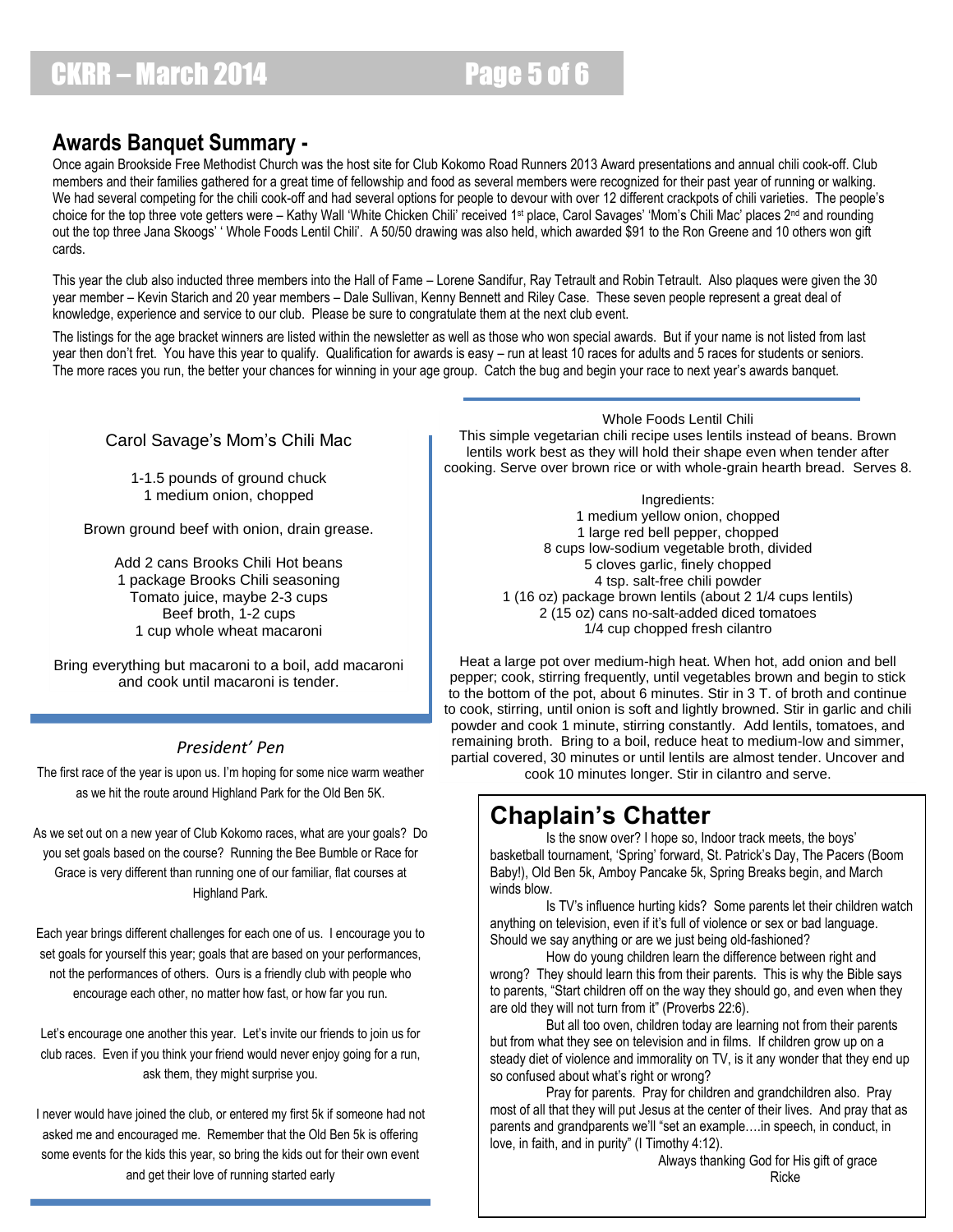## Awards Banquet Summary -

Once again Brookside Free Methodist Church was the host site for Club Kokomo Road Runners 2013 Award presentations and annual chili cook-off. Club members and their families gathered for a great time of fellowship and food as several members were recognized for their past year of running or walking. We had several competing for the chili cook-off and had several options for people to devour with over 12 different crackpots of chili varieties. The people's choice for the top three vote getters were – Kathy Wall 'White Chicken Chili' received 1st place, Carol Savages' 'Mom's Chili Mac' places 2nd and rounding out the top three Jana Skoogs' ' Whole Foods Lentil Chili'. A 50/50 drawing was also held, which awarded $91 to the Ron Greene and 10 others won gift cards.

This year the club also inducted three members into the Hall of Fame – Lorene Sandifur, Ray Tetrault and Robin Tetrault. Also plaques were given the 30 year member – Kevin Starich and 20 year members – Dale Sullivan, Kenny Bennett and Riley Case. These seven people represent a great deal of knowledge, experience and service to our club. Please be sure to congratulate them at the next club event.

The listings for the age bracket winners are listed within the newsletter as well as those who won special awards. But if your name is not listed from last year then don't fret. You have this year to qualify. Qualification for awards is easy – run at least 10 races for adults and 5 races for students or seniors. The more races you run, the better your chances for winning in your age group. Catch the bug and begin your race to next year's awards banquet.

### Carol Savage's Mom's Chili Mac

1-1.5 pounds of ground chuck
1 medium onion, chopped

Brown ground beef with onion, drain grease.

Add 2 cans Brooks Chili Hot beans
1 package Brooks Chili seasoning
Tomato juice, maybe 2-3 cups
Beef broth, 1-2 cups
1 cup whole wheat macaroni

Bring everything but macaroni to a boil, add macaroni and cook until macaroni is tender.

### *President' Pen*

The first race of the year is upon us. I'm hoping for some nice warm weather as we hit the route around Highland Park for the Old Ben 5K.

As we set out on a new year of Club Kokomo races, what are your goals? Do you set goals based on the course? Running the Bee Bumble or Race for Grace is very different than running one of our familiar, flat courses at Highland Park.

Each year brings different challenges for each one of us. I encourage you to set goals for yourself this year; goals that are based on your performances, not the performances of others. Ours is a friendly club with people who encourage each other, no matter how fast, or how far you run.

Let's encourage one another this year. Let's invite our friends to join us for club races. Even if you think your friend would never enjoy going for a run, ask them, they might surprise you.

I never would have joined the club, or entered my first 5k if someone had not asked me and encouraged me. Remember that the Old Ben 5k is offering some events for the kids this year, so bring the kids out for their own event and get their love of running started early

### Whole Foods Lentil Chili

This simple vegetarian chili recipe uses lentils instead of beans. Brown lentils work best as they will hold their shape even when tender after cooking. Serve over brown rice or with whole-grain hearth bread. Serves 8.

Ingredients:
1 medium yellow onion, chopped
1 large red bell pepper, chopped
8 cups low-sodium vegetable broth, divided
5 cloves garlic, finely chopped
4 tsp. salt-free chili powder
1 (16 oz) package brown lentils (about 2 1/4 cups lentils)
2 (15 oz) cans no-salt-added diced tomatoes
1/4 cup chopped fresh cilantro

Heat a large pot over medium-high heat. When hot, add onion and bell pepper; cook, stirring frequently, until vegetables brown and begin to stick to the bottom of the pot, about 6 minutes. Stir in 3 T. of broth and continue to cook, stirring, until onion is soft and lightly browned. Stir in garlic and chili powder and cook 1 minute, stirring constantly. Add lentils, tomatoes, and remaining broth. Bring to a boil, reduce heat to medium-low and simmer, partial covered, 30 minutes or until lentils are almost tender. Uncover and cook 10 minutes longer. Stir in cilantro and serve.

## Chaplain's Chatter

Is the snow over? I hope so, Indoor track meets, the boys' basketball tournament, 'Spring' forward, St. Patrick's Day, The Pacers (Boom Baby!), Old Ben 5k, Amboy Pancake 5k, Spring Breaks begin, and March winds blow.

Is TV's influence hurting kids? Some parents let their children watch anything on television, even if it's full of violence or sex or bad language. Should we say anything or are we just being old-fashioned?

How do young children learn the difference between right and wrong? They should learn this from their parents. This is why the Bible says to parents, "Start children off on the way they should go, and even when they are old they will not turn from it" (Proverbs 22:6).

But all too oven, children today are learning not from their parents but from what they see on television and in films. If children grow up on a steady diet of violence and immorality on TV, is it any wonder that they end up so confused about what's right or wrong?

Pray for parents. Pray for children and grandchildren also. Pray most of all that they will put Jesus at the center of their lives. And pray that as parents and grandparents we'll "set an example….in speech, in conduct, in love, in faith, and in purity" (I Timothy 4:12).

Always thanking God for His gift of grace
Ricke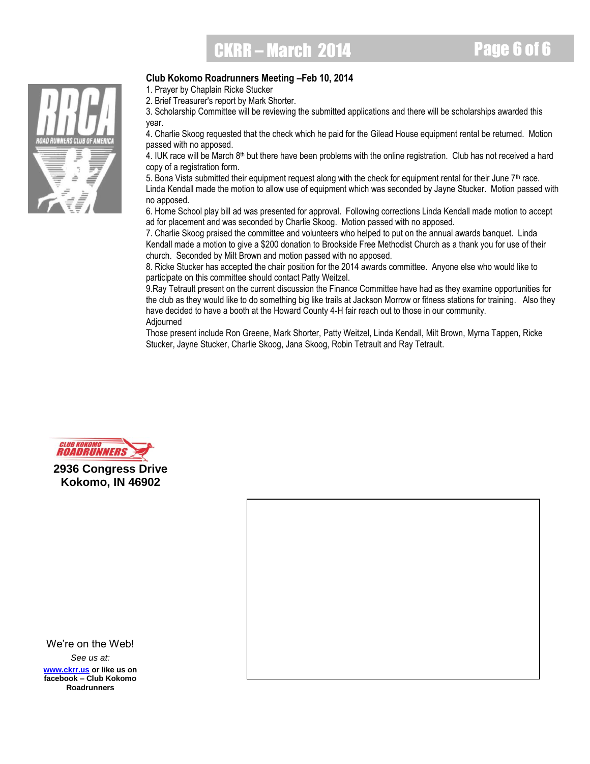## Club Kokomo Roadrunners Meeting –Feb 10, 2014

1. Prayer by Chaplain Ricke Stucker
2. Brief Treasurer's report by Mark Shorter.
3. Scholarship Committee will be reviewing the submitted applications and there will be scholarships awarded this year.
4. Charlie Skoog requested that the check which he paid for the Gilead House equipment rental be returned. Motion passed with no apposed.
4. IUK race will be March 8th but there have been problems with the online registration. Club has not received a hard copy of a registration form.
5. Bona Vista submitted their equipment request along with the check for equipment rental for their June 7th race. Linda Kendall made the motion to allow use of equipment which was seconded by Jayne Stucker. Motion passed with no apposed.
6. Home School play bill ad was presented for approval. Following corrections Linda Kendall made motion to accept ad for placement and was seconded by Charlie Skoog. Motion passed with no apposed.
7. Charlie Skoog praised the committee and volunteers who helped to put on the annual awards banquet. Linda Kendall made a motion to give a $200 donation to Brookside Free Methodist Church as a thank you for use of their church. Seconded by Milt Brown and motion passed with no apposed.
8. Ricke Stucker has accepted the chair position for the 2014 awards committee. Anyone else who would like to participate on this committee should contact Patty Weitzel.
9.Ray Tetrault present on the current discussion the Finance Committee have had as they examine opportunities for the club as they would like to do something big like trails at Jackson Morrow or fitness stations for training. Also they have decided to have a booth at the Howard County 4-H fair reach out to those in our community.

Adjourned

Those present include Ron Greene, Mark Shorter, Patty Weitzel, Linda Kendall, Milt Brown, Myrna Tappen, Ricke Stucker, Jayne Stucker, Charlie Skoog, Jana Skoog, Robin Tetrault and Ray Tetrault.

**2936 Congress Drive**
**Kokomo, IN 46902**

We're on the Web!

*See us at:*

**www.ckrr.us or like us on facebook – Club Kokomo Roadrunners**